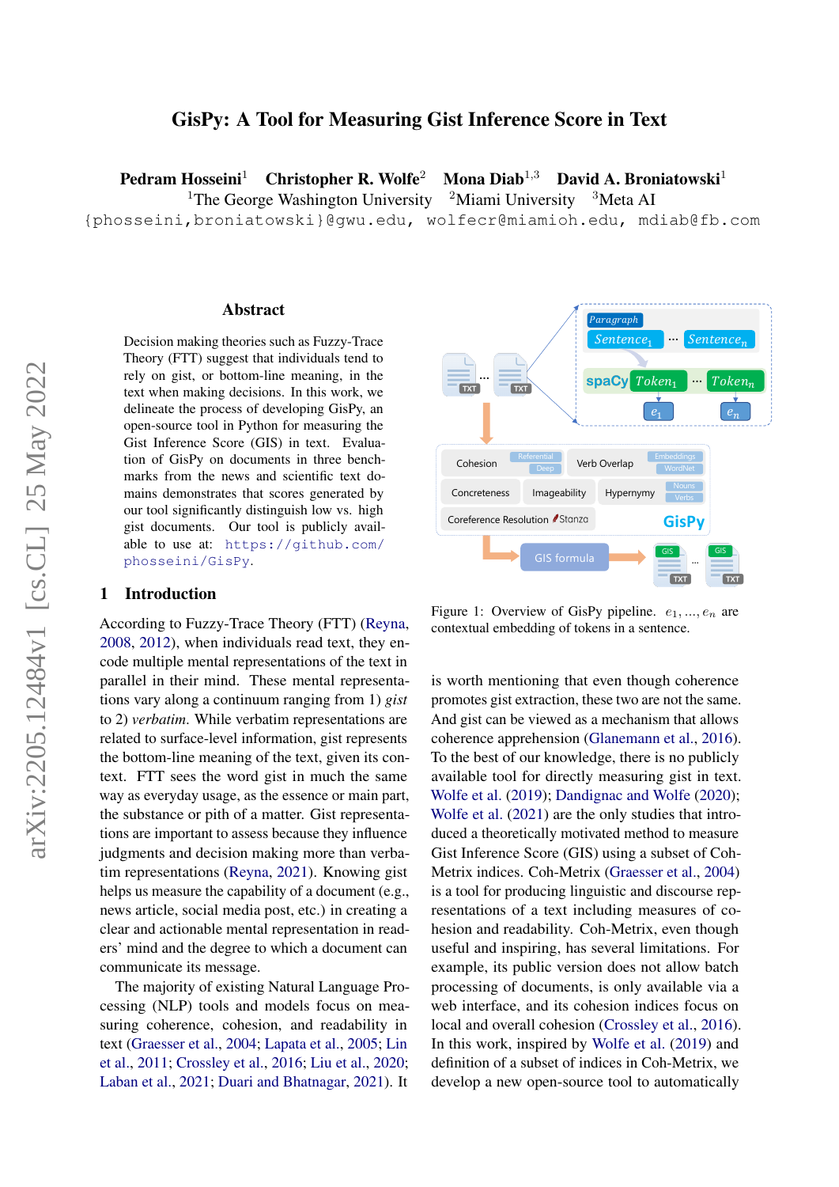# GisPy: A Tool for Measuring Gist Inference Score in Text

**Pedram Hosseini**[1] **Christopher R. Wolfe**[2] **Mona Diab**[1,3] **David A. Broniatowski**[1]

[1]The George Washington University [2]Miami University [3]Meta AI

{phosseini,broniatowski}@gwu.edu, wolfecr@miamioh.edu, mdiab@fb.com

## Abstract

Decision making theories such as Fuzzy-Trace Theory (FTT) suggest that individuals tend to rely on gist, or bottom-line meaning, in the text when making decisions. In this work, we delineate the process of developing GisPy, an open-source tool in Python for measuring the Gist Inference Score (GIS) in text. Evaluation of GisPy on documents in three benchmarks from the news and scientific text domains demonstrates that scores generated by our tool significantly distinguish low vs. high gist documents. Our tool is publicly available to use at: https://github.com/phosseini/GisPy.

## 1 Introduction

According to Fuzzy-Trace Theory (FTT) (Reyna, 2008, 2012), when individuals read text, they encode multiple mental representations of the text in parallel in their mind. These mental representations vary along a continuum ranging from 1) *gist* to 2) *verbatim*. While verbatim representations are related to surface-level information, gist represents the bottom-line meaning of the text, given its context. FTT sees the word gist in much the same way as everyday usage, as the essence or main part, the substance or pith of a matter. Gist representations are important to assess because they influence judgments and decision making more than verbatim representations (Reyna, 2021). Knowing gist helps us measure the capability of a document (e.g., news article, social media post, etc.) in creating a clear and actionable mental representation in readers' mind and the degree to which a document can communicate its message.

The majority of existing Natural Language Processing (NLP) tools and models focus on measuring coherence, cohesion, and readability in text (Graesser et al., 2004; Lapata et al., 2005; Lin et al., 2011; Crossley et al., 2016; Liu et al., 2020; Laban et al., 2021; Duari and Bhatnagar, 2021). It is worth mentioning that even though coherence promotes gist extraction, these two are not the same. And gist can be viewed as a mechanism that allows coherence apprehension (Glanemann et al., 2016). To the best of our knowledge, there is no publicly available tool for directly measuring gist in text. Wolfe et al. (2019); Dandignac and Wolfe (2020); Wolfe et al. (2021) are the only studies that introduced a theoretically motivated method to measure Gist Inference Score (GIS) using a subset of Coh-Metrix indices. Coh-Metrix (Graesser et al., 2004) is a tool for producing linguistic and discourse representations of a text including measures of cohesion and readability. Coh-Metrix, even though useful and inspiring, has several limitations. For example, its public version does not allow batch processing of documents, is only available via a web interface, and its cohesion indices focus on local and overall cohesion (Crossley et al., 2016). In this work, inspired by Wolfe et al. (2019) and definition of a subset of indices in Coh-Metrix, we develop a new open-source tool to automatically

Figure 1: Overview of GisPy pipeline. $e_1, ..., e_n$ are contextual embedding of tokens in a sentence.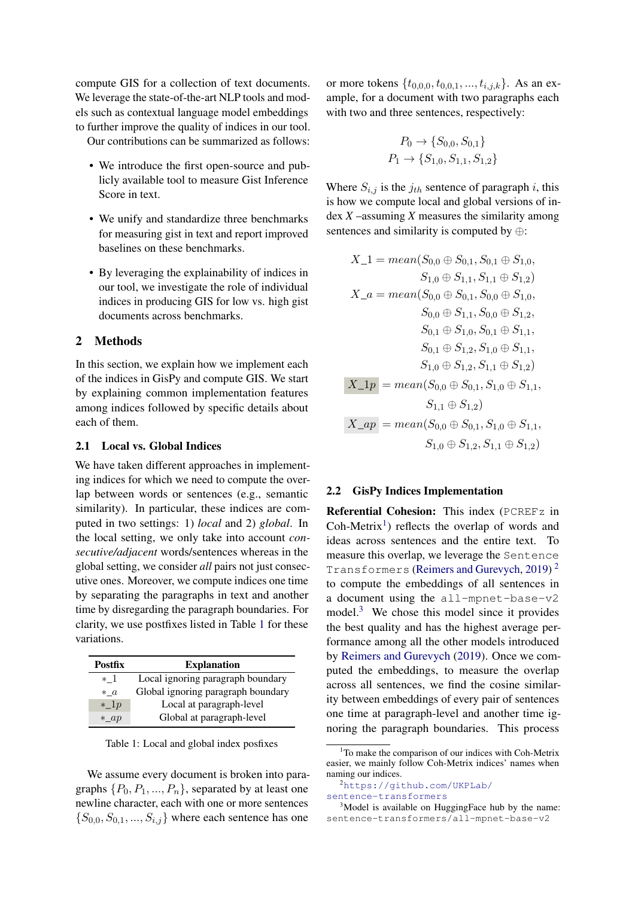compute GIS for a collection of text documents. We leverage the state-of-the-art NLP tools and models such as contextual language model embeddings to further improve the quality of indices in our tool.

Our contributions can be summarized as follows:

- We introduce the first open-source and publicly available tool to measure Gist Inference Score in text.
- We unify and standardize three benchmarks for measuring gist in text and report improved baselines on these benchmarks.
- By leveraging the explainability of indices in our tool, we investigate the role of individual indices in producing GIS for low vs. high gist documents across benchmarks.

## 2 Methods

In this section, we explain how we implement each of the indices in GisPy and compute GIS. We start by explaining common implementation features among indices followed by specific details about each of them.

### 2.1 Local vs. Global Indices

We have taken different approaches in implementing indices for which we need to compute the overlap between words or sentences (e.g., semantic similarity). In particular, these indices are computed in two settings: 1) *local* and 2) *global*. In the local setting, we only take into account *consecutive/adjacent* words/sentences whereas in the global setting, we consider *all* pairs not just consecutive ones. Moreover, we compute indices one time by separating the paragraphs in text and another time by disregarding the paragraph boundaries. For clarity, we use postfixes listed in Table 1 for these variations.

| Postfix | Explanation |
|---|---|
| $*\_1$ | Local ignoring paragraph boundary |
| $*\_a$ | Global ignoring paragraph boundary |
| $*\_1p$ | Local at paragraph-level |
| $*\_ap$ | Global at paragraph-level |

Table 1: Local and global index posfixes

We assume every document is broken into paragraphs $\{P_0, P_1, ..., P_n\}$, separated by at least one newline character, each with one or more sentences $\{S_{0,0}, S_{0,1}, ..., S_{i,j}\}$ where each sentence has one or more tokens $\{t_{0,0,0}, t_{0,0,1}, ..., t_{i,j,k}\}$. As an example, for a document with two paragraphs each with two and three sentences, respectively:

$$P_0 \rightarrow \{S_{0,0}, S_{0,1}\}$$
$$P_1 \rightarrow \{S_{1,0}, S_{1,1}, S_{1,2}\}$$

Where $S_{i,j}$ is the $j_{th}$ sentence of paragraph $i$, this is how we compute local and global versions of index $X$ –assuming $X$ measures the similarity among sentences and similarity is computed by $\oplus$:

$$X\_1 = mean(S_{0,0} \oplus S_{0,1}, S_{0,1} \oplus S_{1,0}, S_{1,0} \oplus S_{1,1}, S_{1,1} \oplus S_{1,2})$$

$$X\_a = mean(S_{0,0} \oplus S_{0,1}, S_{0,0} \oplus S_{1,0}, S_{0,0} \oplus S_{1,1}, S_{0,0} \oplus S_{1,2}, S_{0,1} \oplus S_{1,0}, S_{0,1} \oplus S_{1,1}, S_{0,1} \oplus S_{1,2}, S_{1,0} \oplus S_{1,1}, S_{1,0} \oplus S_{1,2}, S_{1,1} \oplus S_{1,2})$$

$$X\_1p = mean(S_{0,0} \oplus S_{0,1}, S_{1,0} \oplus S_{1,1}, S_{1,1} \oplus S_{1,2})$$

$$X\_ap = mean(S_{0,0} \oplus S_{0,1}, S_{1,0} \oplus S_{1,1}, S_{1,0} \oplus S_{1,2}, S_{1,1} \oplus S_{1,2})$$

### 2.2 GisPy Indices Implementation

**Referential Cohesion:** This index (`PCREFz` in Coh-Metrix[1]) reflects the overlap of words and ideas across sentences and the entire text. To measure this overlap, we leverage the `Sentence Transformers` (Reimers and Gurevych, 2019)[2] to compute the embeddings of all sentences in a document using the `all-mpnet-base-v2` model.[3] We chose this model since it provides the best quality and has the highest average performance among all the other models introduced by Reimers and Gurevych (2019). Once we computed the embeddings, to measure the overlap across all sentences, we find the cosine similarity between embeddings of every pair of sentences one time at paragraph-level and another time ignoring the paragraph boundaries. This process

[1] To make the comparison of our indices with Coh-Metrix easier, we mainly follow Coh-Metrix indices' names when naming our indices.

[2] https://github.com/UKPLab/sentence-transformers

[3] Model is available on HuggingFace hub by the name: `sentence-transformers/all-mpnet-base-v2`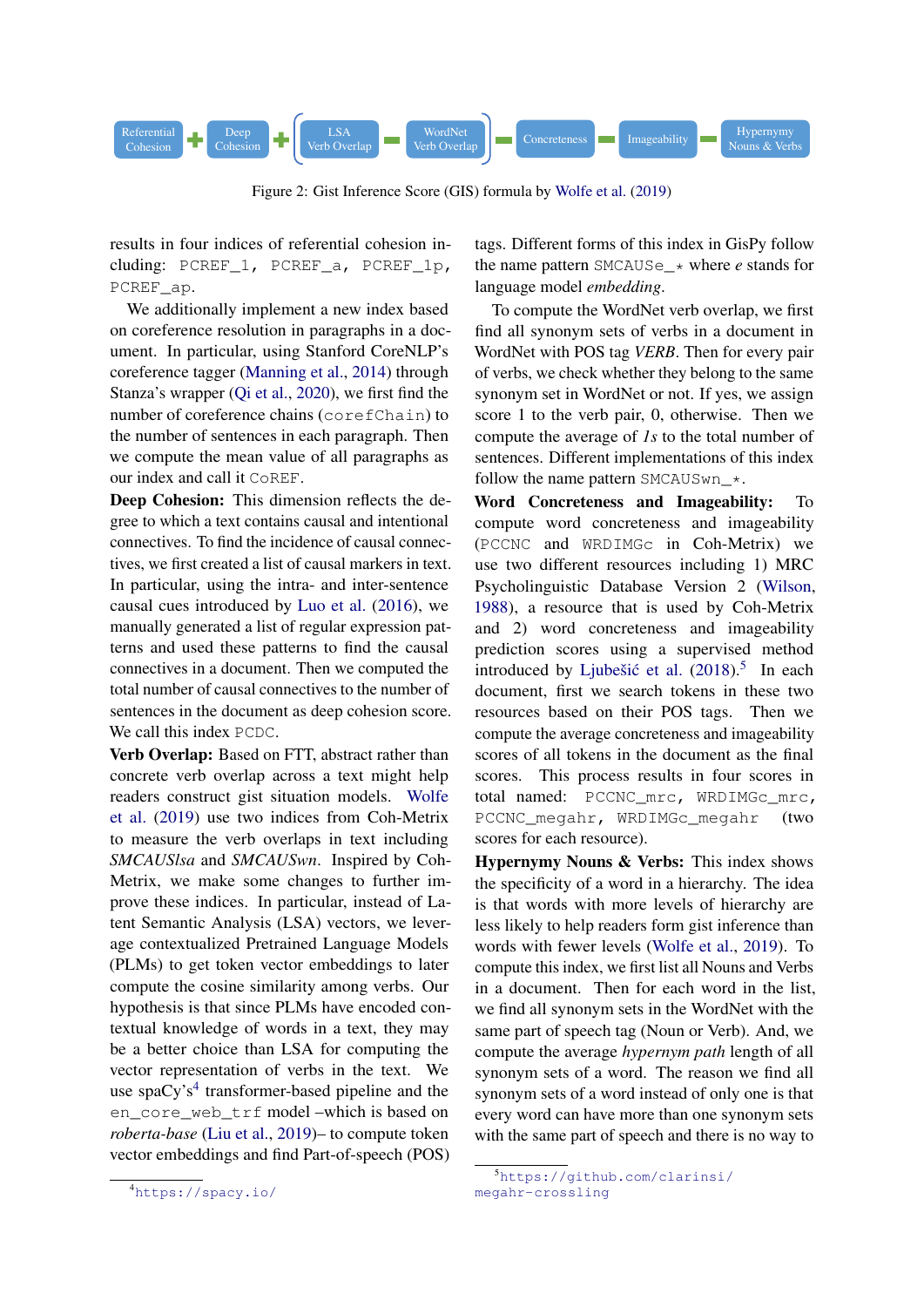Referential Cohesion + Deep Cohesion + ( LSA Verb Overlap − WordNet Verb Overlap ) − Concreteness − Imageability − Hypernymy Nouns & Verbs

Figure 2: Gist Inference Score (GIS) formula by Wolfe et al. (2019)

results in four indices of referential cohesion including: `PCREF_1`, `PCREF_a`, `PCREF_1p`, `PCREF_ap`.

We additionally implement a new index based on coreference resolution in paragraphs in a document. In particular, using Stanford CoreNLP's coreference tagger (Manning et al., 2014) through Stanza's wrapper (Qi et al., 2020), we first find the number of coreference chains (`corefChain`) to the number of sentences in each paragraph. Then we compute the mean value of all paragraphs as our index and call it `CoREF`.

**Deep Cohesion:** This dimension reflects the degree to which a text contains causal and intentional connectives. To find the incidence of causal connectives, we first created a list of causal markers in text. In particular, using the intra- and inter-sentence causal cues introduced by Luo et al. (2016), we manually generated a list of regular expression patterns and used these patterns to find the causal connectives in a document. Then we computed the total number of causal connectives to the number of sentences in the document as deep cohesion score. We call this index `PCDC`.

**Verb Overlap:** Based on FTT, abstract rather than concrete verb overlap across a text might help readers construct gist situation models. Wolfe et al. (2019) use two indices from Coh-Metrix to measure the verb overlaps in text including *SMCAUSlsa* and *SMCAUSwn*. Inspired by Coh-Metrix, we make some changes to further improve these indices. In particular, instead of Latent Semantic Analysis (LSA) vectors, we leverage contextualized Pretrained Language Models (PLMs) to get token vector embeddings to later compute the cosine similarity among verbs. Our hypothesis is that since PLMs have encoded contextual knowledge of words in a text, they may be a better choice than LSA for computing the vector representation of verbs in the text. We use spaCy's[4] transformer-based pipeline and the `en_core_web_trf` model –which is based on *roberta-base* (Liu et al., 2019)– to compute token vector embeddings and find Part-of-speech (POS) tags. Different forms of this index in GisPy follow the name pattern `SMCAUSe_*` where *e* stands for language model *embedding*.

To compute the WordNet verb overlap, we first find all synonym sets of verbs in a document in WordNet with POS tag *VERB*. Then for every pair of verbs, we check whether they belong to the same synonym set in WordNet or not. If yes, we assign score 1 to the verb pair, 0, otherwise. Then we compute the average of *1s* to the total number of sentences. Different implementations of this index follow the name pattern `SMCAUSwn_*`.

**Word Concreteness and Imageability:** To compute word concreteness and imageability (`PCCNC` and `WRDIMGc` in Coh-Metrix) we use two different resources including 1) MRC Psycholinguistic Database Version 2 (Wilson, 1988), a resource that is used by Coh-Metrix and 2) word concreteness and imageability prediction scores using a supervised method introduced by Ljubešić et al. (2018).[5] In each document, first we search tokens in these two resources based on their POS tags. Then we compute the average concreteness and imageability scores of all tokens in the document as the final scores. This process results in four scores in total named: `PCCNC_mrc`, `WRDIMGc_mrc`, `PCCNC_megahr`, `WRDIMGc_megahr` (two scores for each resource).

**Hypernymy Nouns & Verbs:** This index shows the specificity of a word in a hierarchy. The idea is that words with more levels of hierarchy are less likely to help readers form gist inference than words with fewer levels (Wolfe et al., 2019). To compute this index, we first list all Nouns and Verbs in a document. Then for each word in the list, we find all synonym sets in the WordNet with the same part of speech tag (Noun or Verb). And, we compute the average *hypernym path* length of all synonym sets of a word. The reason we find all synonym sets of a word instead of only one is that every word can have more than one synonym sets with the same part of speech and there is no way to

[4] https://spacy.io/

[5] https://github.com/clarinsi/megahr-crossling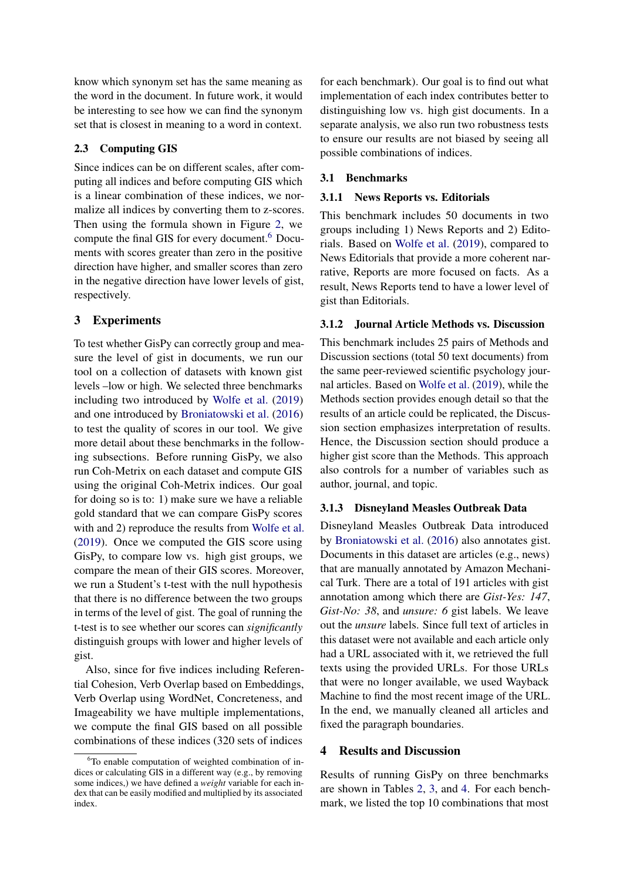know which synonym set has the same meaning as the word in the document. In future work, it would be interesting to see how we can find the synonym set that is closest in meaning to a word in context.

### 2.3 Computing GIS

Since indices can be on different scales, after computing all indices and before computing GIS which is a linear combination of these indices, we normalize all indices by converting them to z-scores. Then using the formula shown in Figure 2, we compute the final GIS for every document.[6] Documents with scores greater than zero in the positive direction have higher, and smaller scores than zero in the negative direction have lower levels of gist, respectively.

## 3 Experiments

To test whether GisPy can correctly group and measure the level of gist in documents, we run our tool on a collection of datasets with known gist levels –low or high. We selected three benchmarks including two introduced by Wolfe et al. (2019) and one introduced by Broniatowski et al. (2016) to test the quality of scores in our tool. We give more detail about these benchmarks in the following subsections. Before running GisPy, we also run Coh-Metrix on each dataset and compute GIS using the original Coh-Metrix indices. Our goal for doing so is to: 1) make sure we have a reliable gold standard that we can compare GisPy scores with and 2) reproduce the results from Wolfe et al. (2019). Once we computed the GIS score using GisPy, to compare low vs. high gist groups, we compare the mean of their GIS scores. Moreover, we run a Student's t-test with the null hypothesis that there is no difference between the two groups in terms of the level of gist. The goal of running the t-test is to see whether our scores can *significantly* distinguish groups with lower and higher levels of gist.

Also, since for five indices including Referential Cohesion, Verb Overlap based on Embeddings, Verb Overlap using WordNet, Concreteness, and Imageability we have multiple implementations, we compute the final GIS based on all possible combinations of these indices (320 sets of indices for each benchmark). Our goal is to find out what implementation of each index contributes better to distinguishing low vs. high gist documents. In a separate analysis, we also run two robustness tests to ensure our results are not biased by seeing all possible combinations of indices.

### 3.1 Benchmarks

#### 3.1.1 News Reports vs. Editorials

This benchmark includes 50 documents in two groups including 1) News Reports and 2) Editorials. Based on Wolfe et al. (2019), compared to News Editorials that provide a more coherent narrative, Reports are more focused on facts. As a result, News Reports tend to have a lower level of gist than Editorials.

#### 3.1.2 Journal Article Methods vs. Discussion

This benchmark includes 25 pairs of Methods and Discussion sections (total 50 text documents) from the same peer-reviewed scientific psychology journal articles. Based on Wolfe et al. (2019), while the Methods section provides enough detail so that the results of an article could be replicated, the Discussion section emphasizes interpretation of results. Hence, the Discussion section should produce a higher gist score than the Methods. This approach also controls for a number of variables such as author, journal, and topic.

#### 3.1.3 Disneyland Measles Outbreak Data

Disneyland Measles Outbreak Data introduced by Broniatowski et al. (2016) also annotates gist. Documents in this dataset are articles (e.g., news) that are manually annotated by Amazon Mechanical Turk. There are a total of 191 articles with gist annotation among which there are *Gist-Yes: 147*, *Gist-No: 38*, and *unsure: 6* gist labels. We leave out the *unsure* labels. Since full text of articles in this dataset were not available and each article only had a URL associated with it, we retrieved the full texts using the provided URLs. For those URLs that were no longer available, we used Wayback Machine to find the most recent image of the URL. In the end, we manually cleaned all articles and fixed the paragraph boundaries.

## 4 Results and Discussion

Results of running GisPy on three benchmarks are shown in Tables 2, 3, and 4. For each benchmark, we listed the top 10 combinations that most

[6] To enable computation of weighted combination of indices or calculating GIS in a different way (e.g., by removing some indices,) we have defined a *weight* variable for each index that can be easily modified and multiplied by its associated index.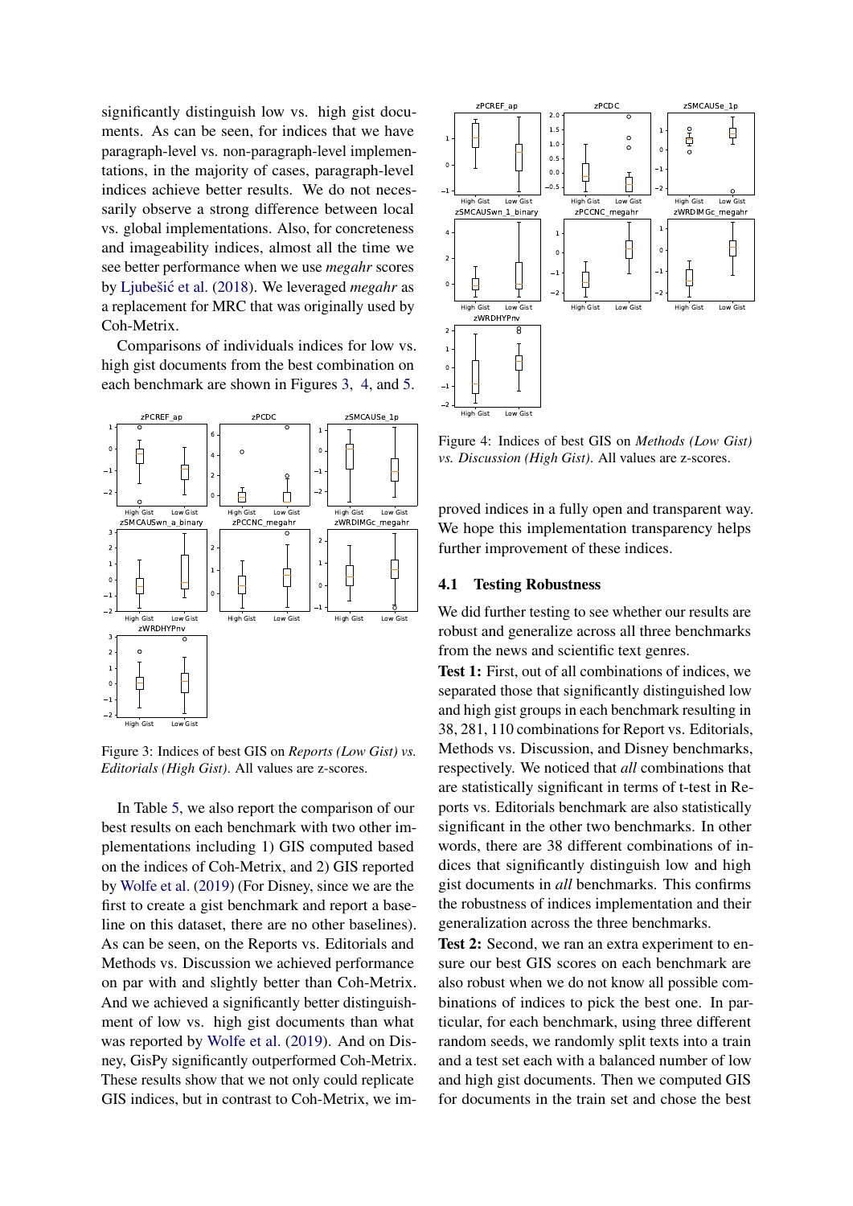significantly distinguish low vs. high gist documents. As can be seen, for indices that we have paragraph-level vs. non-paragraph-level implementations, in the majority of cases, paragraph-level indices achieve better results. We do not necessarily observe a strong difference between local vs. global implementations. Also, for concreteness and imageability indices, almost all the time we see better performance when we use *megahr* scores by Ljubešić et al. (2018). We leveraged *megahr* as a replacement for MRC that was originally used by Coh-Metrix.

Comparisons of individuals indices for low vs. high gist documents from the best combination on each benchmark are shown in Figures 3, 4, and 5.

Figure 3: Indices of best GIS on *Reports (Low Gist) vs. Editorials (High Gist)*. All values are z-scores.

In Table 5, we also report the comparison of our best results on each benchmark with two other implementations including 1) GIS computed based on the indices of Coh-Metrix, and 2) GIS reported by Wolfe et al. (2019) (For Disney, since we are the first to create a gist benchmark and report a baseline on this dataset, there are no other baselines). As can be seen, on the Reports vs. Editorials and Methods vs. Discussion we achieved performance on par with and slightly better than Coh-Metrix. And we achieved a significantly better distinguishment of low vs. high gist documents than what was reported by Wolfe et al. (2019). And on Disney, GisPy significantly outperformed Coh-Metrix. These results show that we not only could replicate GIS indices, but in contrast to Coh-Metrix, we improved indices in a fully open and transparent way. We hope this implementation transparency helps further improvement of these indices.

Figure 4: Indices of best GIS on *Methods (Low Gist) vs. Discussion (High Gist)*. All values are z-scores.

## 4.1 Testing Robustness

We did further testing to see whether our results are robust and generalize across all three benchmarks from the news and scientific text genres.

**Test 1:** First, out of all combinations of indices, we separated those that significantly distinguished low and high gist groups in each benchmark resulting in 38, 281, 110 combinations for Report vs. Editorials, Methods vs. Discussion, and Disney benchmarks, respectively. We noticed that *all* combinations that are statistically significant in terms of t-test in Reports vs. Editorials benchmark are also statistically significant in the other two benchmarks. In other words, there are 38 different combinations of indices that significantly distinguish low and high gist documents in *all* benchmarks. This confirms the robustness of indices implementation and their generalization across the three benchmarks.

**Test 2:** Second, we ran an extra experiment to ensure our best GIS scores on each benchmark are also robust when we do not know all possible combinations of indices to pick the best one. In particular, for each benchmark, using three different random seeds, we randomly split texts into a train and a test set each with a balanced number of low and high gist documents. Then we computed GIS for documents in the train set and chose the best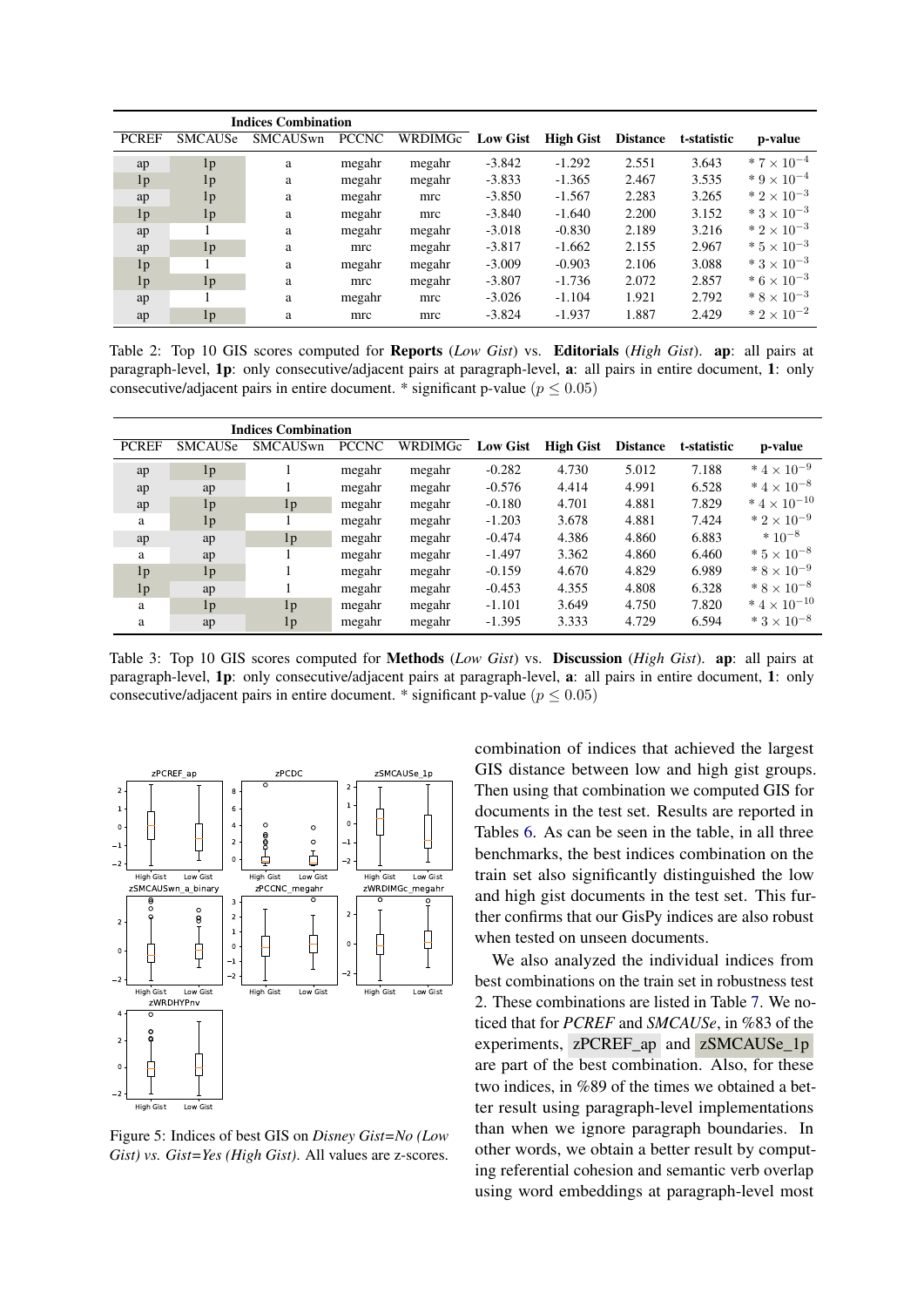| Indices Combination | | | | | | | | | |
|---|---|---|---|---|---|---|---|---|---|
| PCREF | SMCAUSe | SMCAUSwn | PCCNC | WRDIMGc | Low Gist | High Gist | Distance | t-statistic | p-value |
| ap | 1p | a | megahr | megahr | -3.842 | -1.292 | 2.551 | 3.643 | $* 7 \times 10^{-4}$ |
| 1p | 1p | a | megahr | megahr | -3.833 | -1.365 | 2.467 | 3.535 | $* 9 \times 10^{-4}$ |
| ap | 1p | a | megahr | mrc | -3.850 | -1.567 | 2.283 | 3.265 | $* 2 \times 10^{-3}$ |
| 1p | 1p | a | megahr | mrc | -3.840 | -1.640 | 2.200 | 3.152 | $* 3 \times 10^{-3}$ |
| ap | 1 | a | megahr | megahr | -3.018 | -0.830 | 2.189 | 3.216 | $* 2 \times 10^{-3}$ |
| ap | 1p | a | mrc | megahr | -3.817 | -1.662 | 2.155 | 2.967 | $* 5 \times 10^{-3}$ |
| 1p | 1 | a | megahr | megahr | -3.009 | -0.903 | 2.106 | 3.088 | $* 3 \times 10^{-3}$ |
| 1p | 1p | a | mrc | megahr | -3.807 | -1.736 | 2.072 | 2.857 | $* 6 \times 10^{-3}$ |
| ap | 1 | a | megahr | mrc | -3.026 | -1.104 | 1.921 | 2.792 | $* 8 \times 10^{-3}$ |
| ap | 1p | a | mrc | mrc | -3.824 | -1.937 | 1.887 | 2.429 | $* 2 \times 10^{-2}$ |

Table 2: Top 10 GIS scores computed for **Reports** (*Low Gist*) vs. **Editorials** (*High Gist*). **ap**: all pairs at paragraph-level, **1p**: only consecutive/adjacent pairs at paragraph-level, **a**: all pairs in entire document, **1**: only consecutive/adjacent pairs in entire document. * significant p-value ($p \leq 0.05$)

| Indices Combination | | | | | | | | | |
|---|---|---|---|---|---|---|---|---|---|
| PCREF | SMCAUSe | SMCAUSwn | PCCNC | WRDIMGc | Low Gist | High Gist | Distance | t-statistic | p-value |
| ap | 1p | 1 | megahr | megahr | -0.282 | 4.730 | 5.012 | 7.188 | $* 4 \times 10^{-9}$ |
| ap | ap | 1 | megahr | megahr | -0.576 | 4.414 | 4.991 | 6.528 | $* 4 \times 10^{-8}$ |
| ap | 1p | 1p | megahr | megahr | -0.180 | 4.701 | 4.881 | 7.829 | $* 4 \times 10^{-10}$ |
| a | 1p | 1 | megahr | megahr | -1.203 | 3.678 | 4.881 | 7.424 | $* 2 \times 10^{-9}$ |
| ap | ap | 1p | megahr | megahr | -0.474 | 4.386 | 4.860 | 6.883 | $* 10^{-8}$ |
| a | ap | 1 | megahr | megahr | -1.497 | 3.362 | 4.860 | 6.460 | $* 5 \times 10^{-8}$ |
| 1p | 1p | 1 | megahr | megahr | -0.159 | 4.670 | 4.829 | 6.989 | $* 8 \times 10^{-9}$ |
| 1p | ap | 1 | megahr | megahr | -0.453 | 4.355 | 4.808 | 6.328 | $* 8 \times 10^{-8}$ |
| a | 1p | 1p | megahr | megahr | -1.101 | 3.649 | 4.750 | 7.820 | $* 4 \times 10^{-10}$ |
| a | ap | 1p | megahr | megahr | -1.395 | 3.333 | 4.729 | 6.594 | $* 3 \times 10^{-8}$ |

Table 3: Top 10 GIS scores computed for **Methods** (*Low Gist*) vs. **Discussion** (*High Gist*). **ap**: all pairs at paragraph-level, **1p**: only consecutive/adjacent pairs at paragraph-level, **a**: all pairs in entire document, **1**: only consecutive/adjacent pairs in entire document. * significant p-value ($p \leq 0.05$)

Figure 5: Indices of best GIS on *Disney Gist=No (Low Gist) vs. Gist=Yes (High Gist)*. All values are z-scores.

combination of indices that achieved the largest GIS distance between low and high gist groups. Then using that combination we computed GIS for documents in the test set. Results are reported in Tables 6. As can be seen in the table, in all three benchmarks, the best indices combination on the train set also significantly distinguished the low and high gist documents in the test set. This further confirms that our GisPy indices are also robust when tested on unseen documents.

We also analyzed the individual indices from best combinations on the train set in robustness test 2. These combinations are listed in Table 7. We noticed that for *PCREF* and *SMCAUSe*, in %83 of the experiments, zPCREF_ap and zSMCAUSe_1p are part of the best combination. Also, for these two indices, in %89 of the times we obtained a better result using paragraph-level implementations than when we ignore paragraph boundaries. In other words, we obtain a better result by computing referential cohesion and semantic verb overlap using word embeddings at paragraph-level most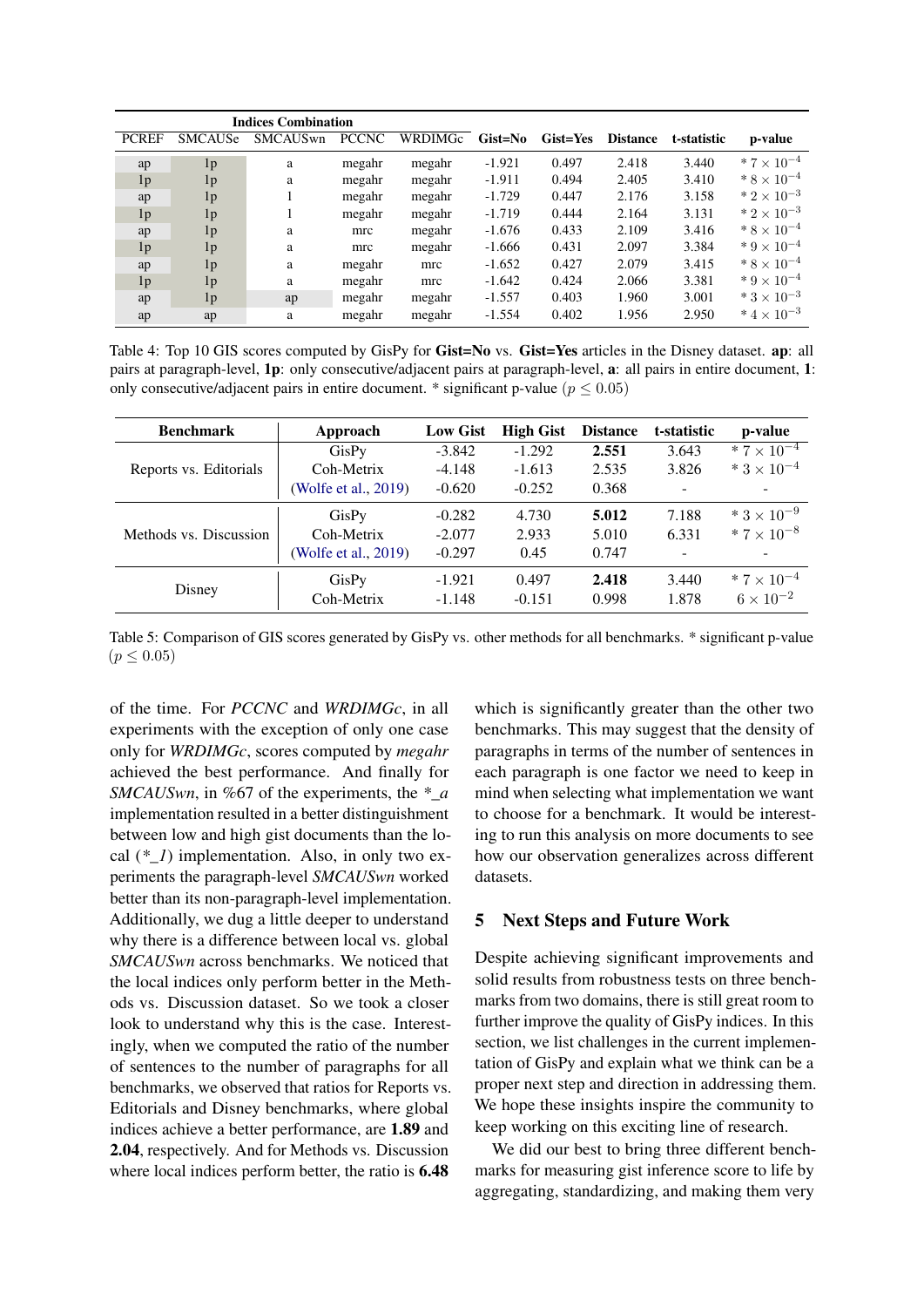| Indices Combination | | | | | | | | | |
|---|---|---|---|---|---|---|---|---|---|
| PCREF | SMCAUSe | SMCAUSwn | PCCNC | WRDIMGc | Gist=No | Gist=Yes | Distance | t-statistic | p-value |
| ap | 1p | a | megahr | megahr | -1.921 | 0.497 | 2.418 | 3.440 | * $7 \times 10^{-4}$ |
| 1p | 1p | a | megahr | megahr | -1.911 | 0.494 | 2.405 | 3.410 | * $8 \times 10^{-4}$ |
| ap | 1p | 1 | megahr | megahr | -1.729 | 0.447 | 2.176 | 3.158 | * $2 \times 10^{-3}$ |
| 1p | 1p | 1 | megahr | megahr | -1.719 | 0.444 | 2.164 | 3.131 | * $2 \times 10^{-3}$ |
| ap | 1p | a | mrc | megahr | -1.676 | 0.433 | 2.109 | 3.416 | * $8 \times 10^{-4}$ |
| 1p | 1p | a | mrc | megahr | -1.666 | 0.431 | 2.097 | 3.384 | * $9 \times 10^{-4}$ |
| ap | 1p | a | megahr | mrc | -1.652 | 0.427 | 2.079 | 3.415 | * $8 \times 10^{-4}$ |
| 1p | 1p | a | megahr | mrc | -1.642 | 0.424 | 2.066 | 3.381 | * $9 \times 10^{-4}$ |
| ap | 1p | ap | megahr | megahr | -1.557 | 0.403 | 1.960 | 3.001 | * $3 \times 10^{-3}$ |
| ap | ap | a | megahr | megahr | -1.554 | 0.402 | 1.956 | 2.950 | * $4 \times 10^{-3}$ |

Table 4: Top 10 GIS scores computed by GisPy for **Gist=No** vs. **Gist=Yes** articles in the Disney dataset. **ap**: all pairs at paragraph-level, **1p**: only consecutive/adjacent pairs at paragraph-level, **a**: all pairs in entire document, **1**: only consecutive/adjacent pairs in entire document. * significant p-value ($p \leq 0.05$)

| Benchmark | Approach | Low Gist | High Gist | Distance | t-statistic | p-value |
|---|---|---|---|---|---|---|
| Reports vs. Editorials | GisPy | -3.842 | -1.292 | **2.551** | 3.643 | * $7 \times 10^{-4}$ |
| | Coh-Metrix | -4.148 | -1.613 | 2.535 | 3.826 | * $3 \times 10^{-4}$ |
| | (Wolfe et al., 2019) | -0.620 | -0.252 | 0.368 | - | - |
| Methods vs. Discussion | GisPy | -0.282 | 4.730 | **5.012** | 7.188 | * $3 \times 10^{-9}$ |
| | Coh-Metrix | -2.077 | 2.933 | 5.010 | 6.331 | * $7 \times 10^{-8}$ |
| | (Wolfe et al., 2019) | -0.297 | 0.45 | 0.747 | - | - |
| Disney | GisPy | -1.921 | 0.497 | **2.418** | 3.440 | * $7 \times 10^{-4}$ |
| | Coh-Metrix | -1.148 | -0.151 | 0.998 | 1.878 | $6 \times 10^{-2}$ |

Table 5: Comparison of GIS scores generated by GisPy vs. other methods for all benchmarks. * significant p-value ($p \leq 0.05$)

of the time. For *PCCNC* and *WRDIMGc*, in all experiments with the exception of only one case only for *WRDIMGc*, scores computed by *megahr* achieved the best performance. And finally for *SMCAUSwn*, in %67 of the experiments, the *\*_a* implementation resulted in a better distinguishment between low and high gist documents than the local (*\*_1*) implementation. Also, in only two experiments the paragraph-level *SMCAUSwn* worked better than its non-paragraph-level implementation. Additionally, we dug a little deeper to understand why there is a difference between local vs. global *SMCAUSwn* across benchmarks. We noticed that the local indices only perform better in the Methods vs. Discussion dataset. So we took a closer look to understand why this is the case. Interestingly, when we computed the ratio of the number of sentences to the number of paragraphs for all benchmarks, we observed that ratios for Reports vs. Editorials and Disney benchmarks, where global indices achieve a better performance, are **1.89** and **2.04**, respectively. And for Methods vs. Discussion where local indices perform better, the ratio is **6.48** which is significantly greater than the other two benchmarks. This may suggest that the density of paragraphs in terms of the number of sentences in each paragraph is one factor we need to keep in mind when selecting what implementation we want to choose for a benchmark. It would be interesting to run this analysis on more documents to see how our observation generalizes across different datasets.

## 5 Next Steps and Future Work

Despite achieving significant improvements and solid results from robustness tests on three benchmarks from two domains, there is still great room to further improve the quality of GisPy indices. In this section, we list challenges in the current implementation of GisPy and explain what we think can be a proper next step and direction in addressing them. We hope these insights inspire the community to keep working on this exciting line of research.

We did our best to bring three different benchmarks for measuring gist inference score to life by aggregating, standardizing, and making them very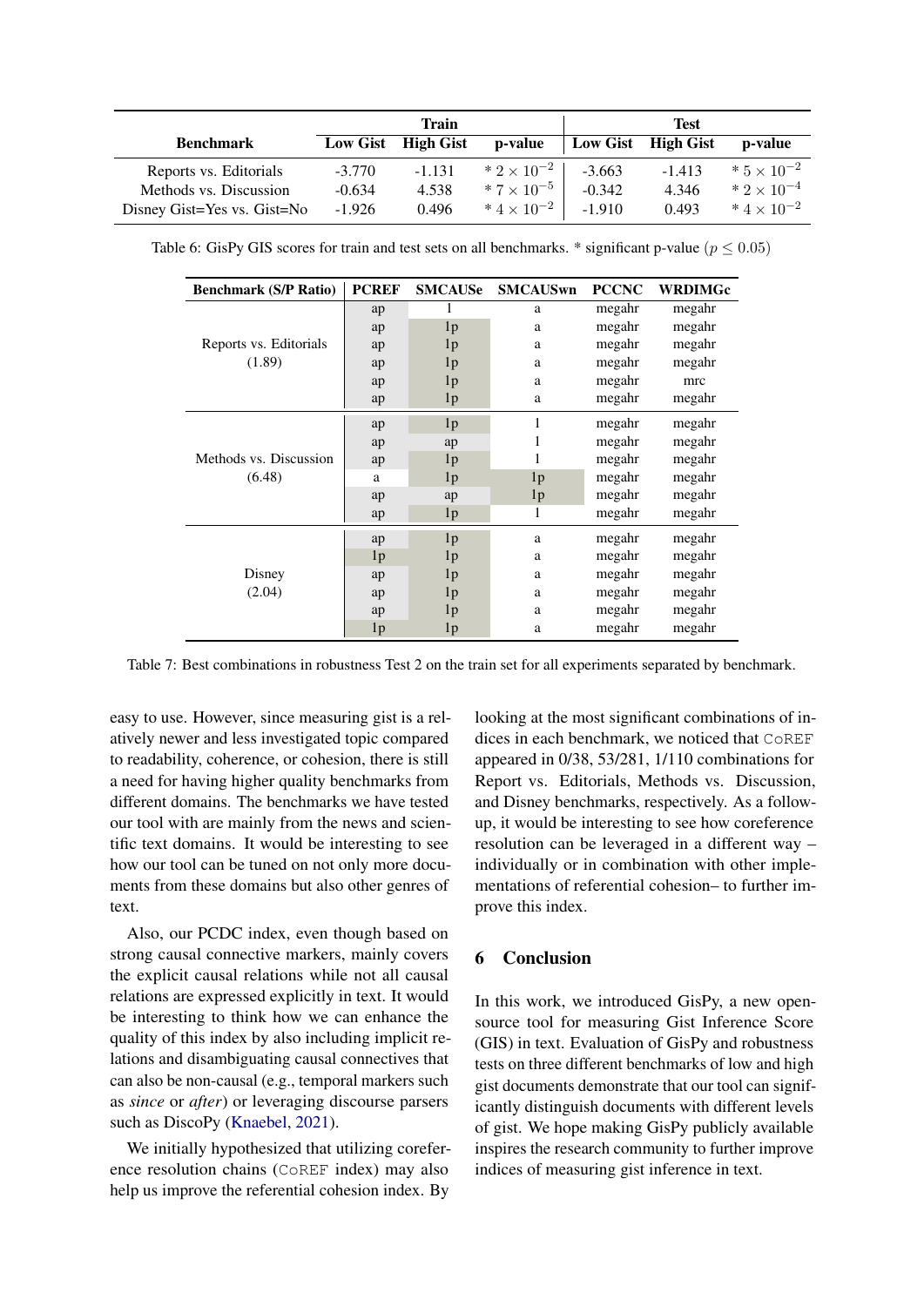| Benchmark | Train | | | Test | | |
|---|---|---|---|---|---|---|
| | Low Gist | High Gist | p-value | Low Gist | High Gist | p-value |
| Reports vs. Editorials | -3.770 | -1.131 | * $2 \times 10^{-2}$ | -3.663 | -1.413 | * $5 \times 10^{-2}$ |
| Methods vs. Discussion | -0.634 | 4.538 | * $7 \times 10^{-5}$ | -0.342 | 4.346 | * $2 \times 10^{-4}$ |
| Disney Gist=Yes vs. Gist=No | -1.926 | 0.496 | * $4 \times 10^{-2}$ | -1.910 | 0.493 | * $4 \times 10^{-2}$ |

Table 6: GisPy GIS scores for train and test sets on all benchmarks. * significant p-value ($p \leq 0.05$)

| Benchmark (S/P Ratio) | PCREF | SMCAUSe | SMCAUSwn | PCCNC | WRDIMGc |
|---|---|---|---|---|---|
| Reports vs. Editorials (1.89) | ap | 1 | a | megahr | megahr |
| | ap | 1p | a | megahr | megahr |
| | ap | 1p | a | megahr | megahr |
| | ap | 1p | a | megahr | megahr |
| | ap | 1p | a | megahr | mrc |
| | ap | 1p | a | megahr | megahr |
| Methods vs. Discussion (6.48) | ap | 1p | 1 | megahr | megahr |
| | ap | ap | 1 | megahr | megahr |
| | ap | 1p | 1 | megahr | megahr |
| | a | 1p | 1p | megahr | megahr |
| | ap | ap | 1p | megahr | megahr |
| | ap | 1p | 1 | megahr | megahr |
| Disney (2.04) | ap | 1p | a | megahr | megahr |
| | 1p | 1p | a | megahr | megahr |
| | ap | 1p | a | megahr | megahr |
| | ap | 1p | a | megahr | megahr |
| | ap | 1p | a | megahr | megahr |
| | 1p | 1p | a | megahr | megahr |

Table 7: Best combinations in robustness Test 2 on the train set for all experiments separated by benchmark.

easy to use. However, since measuring gist is a relatively newer and less investigated topic compared to readability, coherence, or cohesion, there is still a need for having higher quality benchmarks from different domains. The benchmarks we have tested our tool with are mainly from the news and scientific text domains. It would be interesting to see how our tool can be tuned on not only more documents from these domains but also other genres of text.

Also, our PCDC index, even though based on strong causal connective markers, mainly covers the explicit causal relations while not all causal relations are expressed explicitly in text. It would be interesting to think how we can enhance the quality of this index by also including implicit relations and disambiguating causal connectives that can also be non-causal (e.g., temporal markers such as *since* or *after*) or leveraging discourse parsers such as DiscoPy (Knaebel, 2021).

We initially hypothesized that utilizing coreference resolution chains (CoREF index) may also help us improve the referential cohesion index. By looking at the most significant combinations of indices in each benchmark, we noticed that CoREF appeared in 0/38, 53/281, 1/110 combinations for Report vs. Editorials, Methods vs. Discussion, and Disney benchmarks, respectively. As a follow-up, it would be interesting to see how coreference resolution can be leveraged in a different way – individually or in combination with other implementations of referential cohesion– to further improve this index.

## 6 Conclusion

In this work, we introduced GisPy, a new open-source tool for measuring Gist Inference Score (GIS) in text. Evaluation of GisPy and robustness tests on three different benchmarks of low and high gist documents demonstrate that our tool can significantly distinguish documents with different levels of gist. We hope making GisPy publicly available inspires the research community to further improve indices of measuring gist inference in text.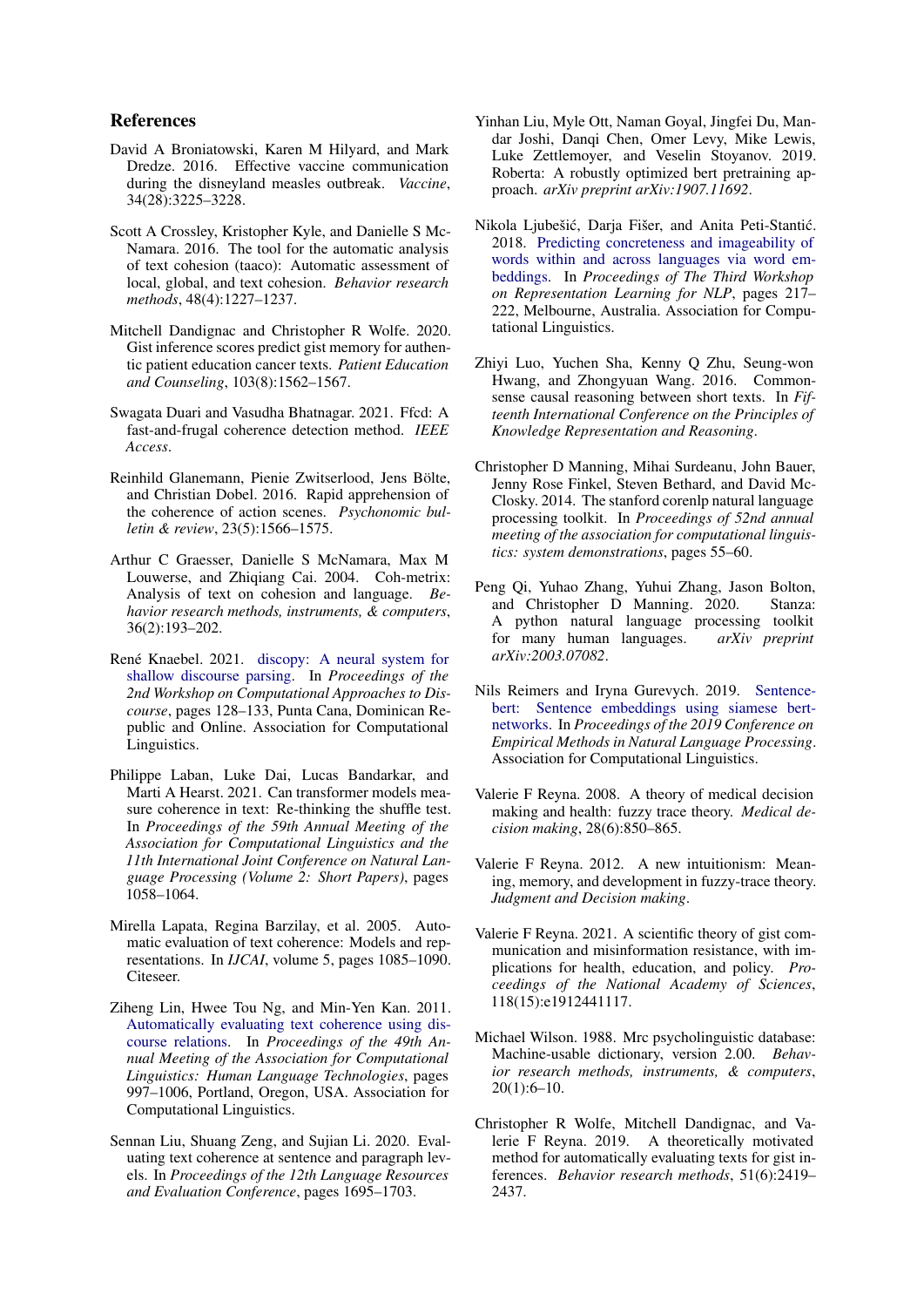## References

David A Broniatowski, Karen M Hilyard, and Mark Dredze. 2016. Effective vaccine communication during the disneyland measles outbreak. *Vaccine*, 34(28):3225–3228.

Scott A Crossley, Kristopher Kyle, and Danielle S McNamara. 2016. The tool for the automatic analysis of text cohesion (taaco): Automatic assessment of local, global, and text cohesion. *Behavior research methods*, 48(4):1227–1237.

Mitchell Dandignac and Christopher R Wolfe. 2020. Gist inference scores predict gist memory for authentic patient education cancer texts. *Patient Education and Counseling*, 103(8):1562–1567.

Swagata Duari and Vasudha Bhatnagar. 2021. Ffcd: A fast-and-frugal coherence detection method. *IEEE Access*.

Reinhild Glanemann, Pienie Zwitserlood, Jens Bölte, and Christian Dobel. 2016. Rapid apprehension of the coherence of action scenes. *Psychonomic bulletin & review*, 23(5):1566–1575.

Arthur C Graesser, Danielle S McNamara, Max M Louwerse, and Zhiqiang Cai. 2004. Coh-metrix: Analysis of text on cohesion and language. *Behavior research methods, instruments, & computers*, 36(2):193–202.

René Knaebel. 2021. discopy: A neural system for shallow discourse parsing. In *Proceedings of the 2nd Workshop on Computational Approaches to Discourse*, pages 128–133, Punta Cana, Dominican Republic and Online. Association for Computational Linguistics.

Philippe Laban, Luke Dai, Lucas Bandarkar, and Marti A Hearst. 2021. Can transformer models measure coherence in text: Re-thinking the shuffle test. In *Proceedings of the 59th Annual Meeting of the Association for Computational Linguistics and the 11th International Joint Conference on Natural Language Processing (Volume 2: Short Papers)*, pages 1058–1064.

Mirella Lapata, Regina Barzilay, et al. 2005. Automatic evaluation of text coherence: Models and representations. In *IJCAI*, volume 5, pages 1085–1090. Citeseer.

Ziheng Lin, Hwee Tou Ng, and Min-Yen Kan. 2011. Automatically evaluating text coherence using discourse relations. In *Proceedings of the 49th Annual Meeting of the Association for Computational Linguistics: Human Language Technologies*, pages 997–1006, Portland, Oregon, USA. Association for Computational Linguistics.

Sennan Liu, Shuang Zeng, and Sujian Li. 2020. Evaluating text coherence at sentence and paragraph levels. In *Proceedings of the 12th Language Resources and Evaluation Conference*, pages 1695–1703.

Yinhan Liu, Myle Ott, Naman Goyal, Jingfei Du, Mandar Joshi, Danqi Chen, Omer Levy, Mike Lewis, Luke Zettlemoyer, and Veselin Stoyanov. 2019. Roberta: A robustly optimized bert pretraining approach. *arXiv preprint arXiv:1907.11692*.

Nikola Ljubešić, Darja Fišer, and Anita Peti-Stantić. 2018. Predicting concreteness and imageability of words within and across languages via word embeddings. In *Proceedings of The Third Workshop on Representation Learning for NLP*, pages 217–222, Melbourne, Australia. Association for Computational Linguistics.

Zhiyi Luo, Yuchen Sha, Kenny Q Zhu, Seung-won Hwang, and Zhongyuan Wang. 2016. Commonsense causal reasoning between short texts. In *Fifteenth International Conference on the Principles of Knowledge Representation and Reasoning*.

Christopher D Manning, Mihai Surdeanu, John Bauer, Jenny Rose Finkel, Steven Bethard, and David McClosky. 2014. The stanford corenlp natural language processing toolkit. In *Proceedings of 52nd annual meeting of the association for computational linguistics: system demonstrations*, pages 55–60.

Peng Qi, Yuhao Zhang, Yuhui Zhang, Jason Bolton, and Christopher D Manning. 2020. Stanza: A python natural language processing toolkit for many human languages. *arXiv preprint arXiv:2003.07082*.

Nils Reimers and Iryna Gurevych. 2019. Sentence-bert: Sentence embeddings using siamese bert-networks. In *Proceedings of the 2019 Conference on Empirical Methods in Natural Language Processing*. Association for Computational Linguistics.

Valerie F Reyna. 2008. A theory of medical decision making and health: fuzzy trace theory. *Medical decision making*, 28(6):850–865.

Valerie F Reyna. 2012. A new intuitionism: Meaning, memory, and development in fuzzy-trace theory. *Judgment and Decision making*.

Valerie F Reyna. 2021. A scientific theory of gist communication and misinformation resistance, with implications for health, education, and policy. *Proceedings of the National Academy of Sciences*, 118(15):e1912441117.

Michael Wilson. 1988. Mrc psycholinguistic database: Machine-usable dictionary, version 2.00. *Behavior research methods, instruments, & computers*, 20(1):6–10.

Christopher R Wolfe, Mitchell Dandignac, and Valerie F Reyna. 2019. A theoretically motivated method for automatically evaluating texts for gist inferences. *Behavior research methods*, 51(6):2419–2437.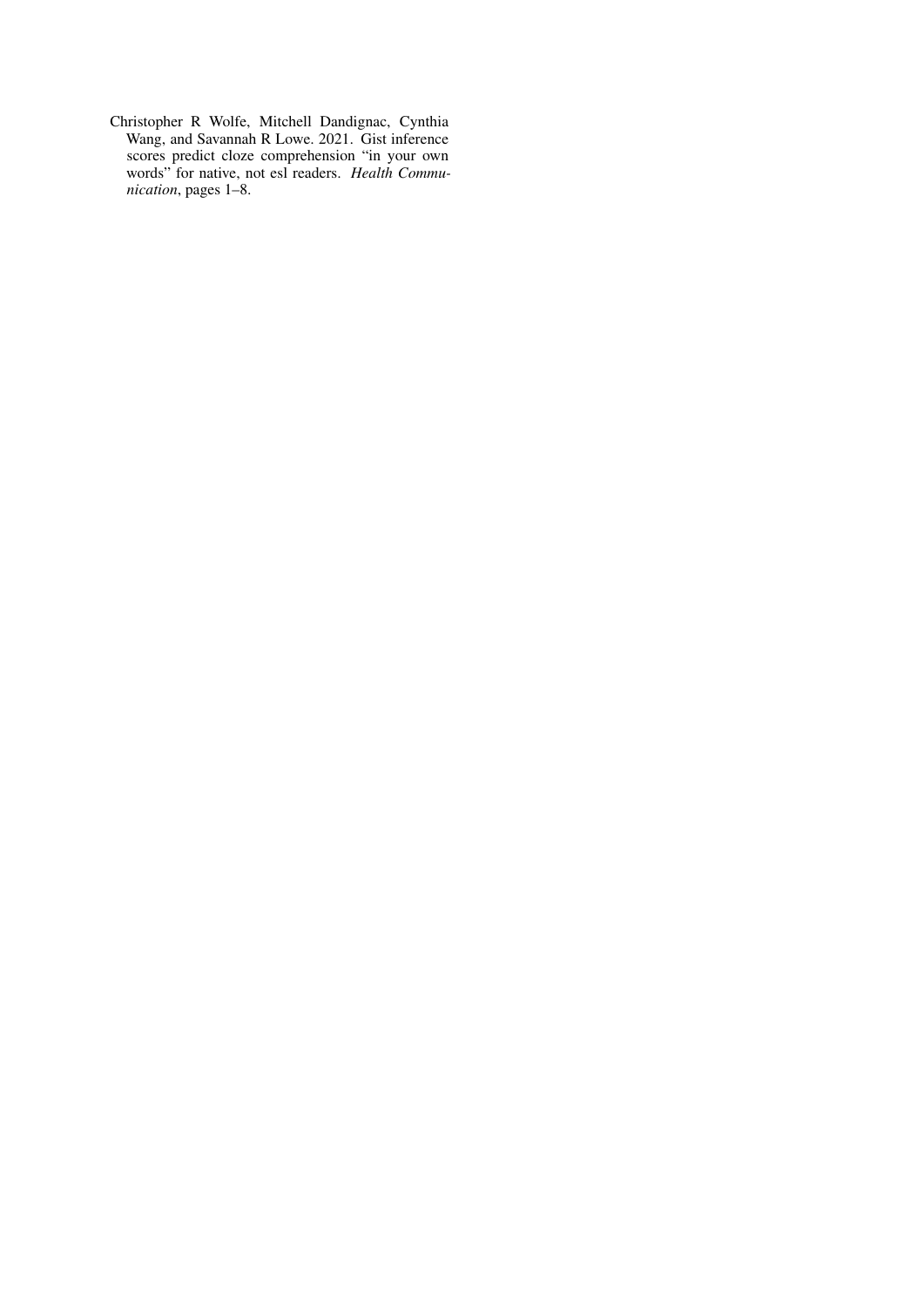Christopher R Wolfe, Mitchell Dandignac, Cynthia Wang, and Savannah R Lowe. 2021. Gist inference scores predict cloze comprehension "in your own words" for native, not esl readers. *Health Communication*, pages 1–8.